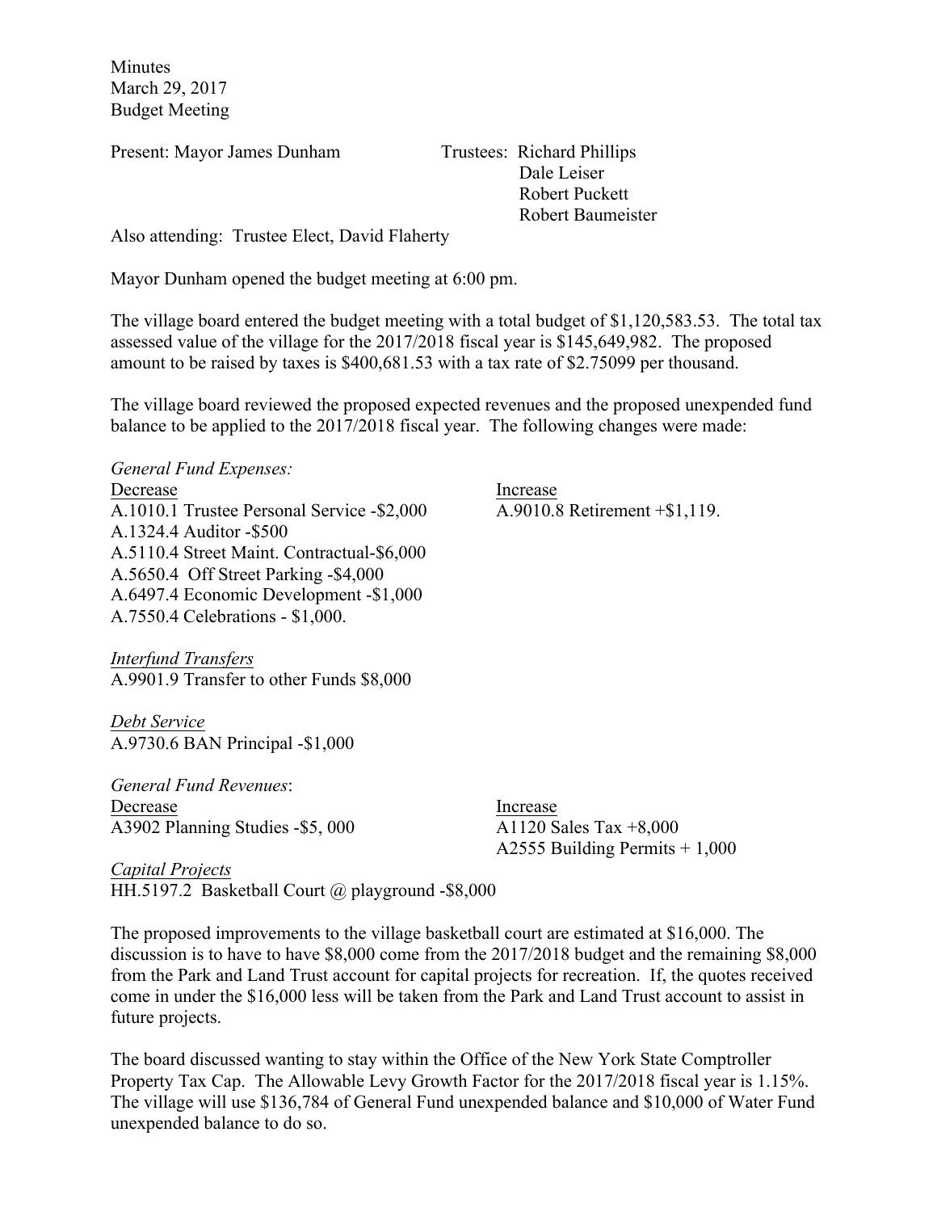Minutes
March 29, 2017
Budget Meeting

Present: Mayor James Dunham

Trustees: Richard Phillips
Dale Leiser
Robert Puckett
Robert Baumeister

Also attending: Trustee Elect, David Flaherty

Mayor Dunham opened the budget meeting at 6:00 pm.

The village board entered the budget meeting with a total budget of $1,120,583.53. The total tax assessed value of the village for the 2017/2018 fiscal year is $145,649,982. The proposed amount to be raised by taxes is $400,681.53 with a tax rate of $2.75099 per thousand.

The village board reviewed the proposed expected revenues and the proposed unexpended fund balance to be applied to the 2017/2018 fiscal year. The following changes were made:

*General Fund Expenses:*

| Decrease | Increase |
|---|---|
| A.1010.1 Trustee Personal Service -$2,000 | A.9010.8 Retirement +$1,119. |
| A.1324.4 Auditor -$500 | |
| A.5110.4 Street Maint. Contractual-$6,000 | |
| A.5650.4 Off Street Parking -$4,000 | |
| A.6497.4 Economic Development -$1,000 | |
| A.7550.4 Celebrations - $1,000. | |

*Interfund Transfers*
A.9901.9 Transfer to other Funds $8,000

*Debt Service*
A.9730.6 BAN Principal -$1,000

*General Fund Revenues*:

| Decrease | Increase |
|---|---|
| A3902 Planning Studies -$5, 000 | A1120 Sales Tax +8,000 |
| | A2555 Building Permits + 1,000 |

*Capital Projects*
HH.5197.2 Basketball Court @ playground -$8,000

The proposed improvements to the village basketball court are estimated at $16,000. The discussion is to have to have $8,000 come from the 2017/2018 budget and the remaining $8,000 from the Park and Land Trust account for capital projects for recreation. If, the quotes received come in under the $16,000 less will be taken from the Park and Land Trust account to assist in future projects.

The board discussed wanting to stay within the Office of the New York State Comptroller Property Tax Cap. The Allowable Levy Growth Factor for the 2017/2018 fiscal year is 1.15%. The village will use $136,784 of General Fund unexpended balance and $10,000 of Water Fund unexpended balance to do so.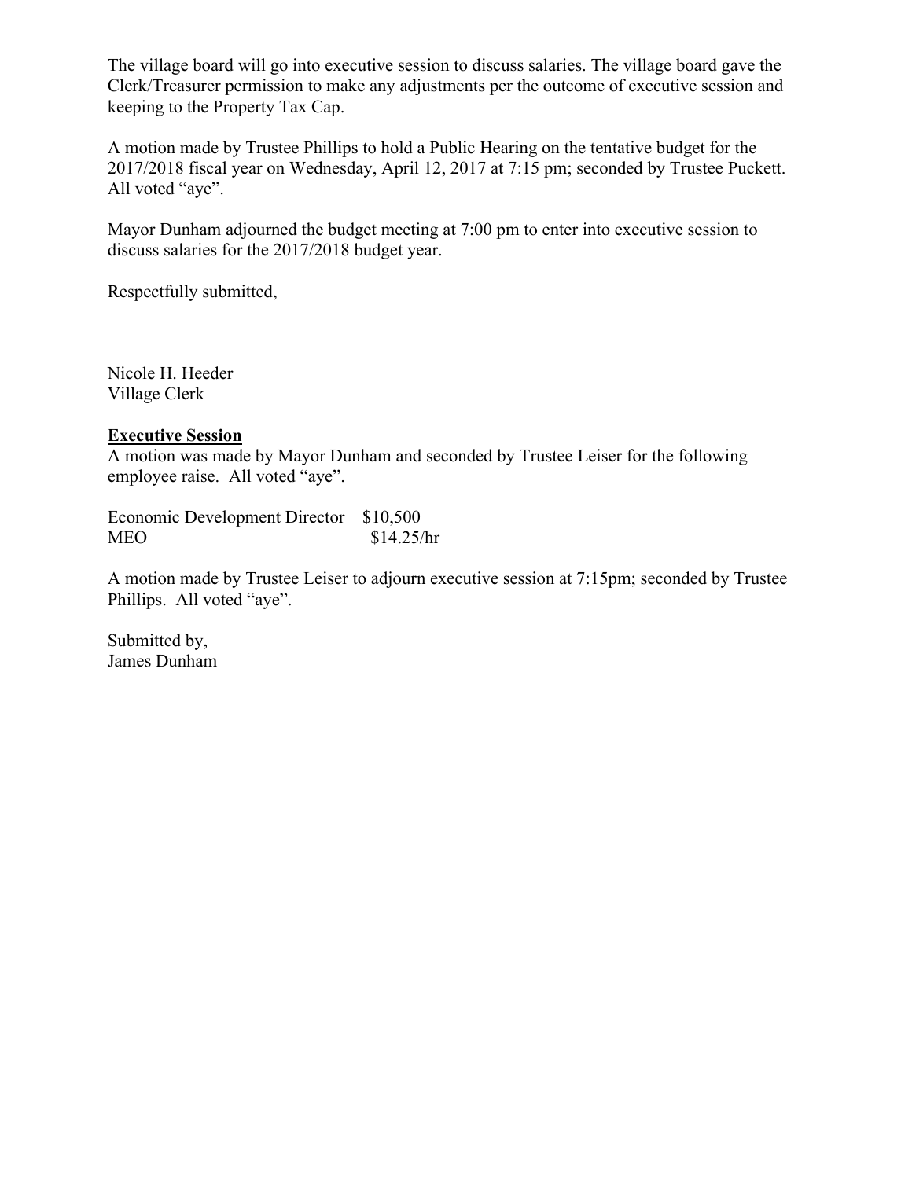The village board will go into executive session to discuss salaries. The village board gave the Clerk/Treasurer permission to make any adjustments per the outcome of executive session and keeping to the Property Tax Cap.

A motion made by Trustee Phillips to hold a Public Hearing on the tentative budget for the 2017/2018 fiscal year on Wednesday, April 12, 2017 at 7:15 pm; seconded by Trustee Puckett. All voted "aye".

Mayor Dunham adjourned the budget meeting at 7:00 pm to enter into executive session to discuss salaries for the 2017/2018 budget year.

Respectfully submitted,

Nicole H. Heeder
Village Clerk

**Executive Session**

A motion was made by Mayor Dunham and seconded by Trustee Leiser for the following employee raise. All voted "aye".

| | |
|---|---|
| Economic Development Director | $10,500 |
| MEO | $14.25/hr |

A motion made by Trustee Leiser to adjourn executive session at 7:15pm; seconded by Trustee Phillips. All voted "aye".

Submitted by,
James Dunham